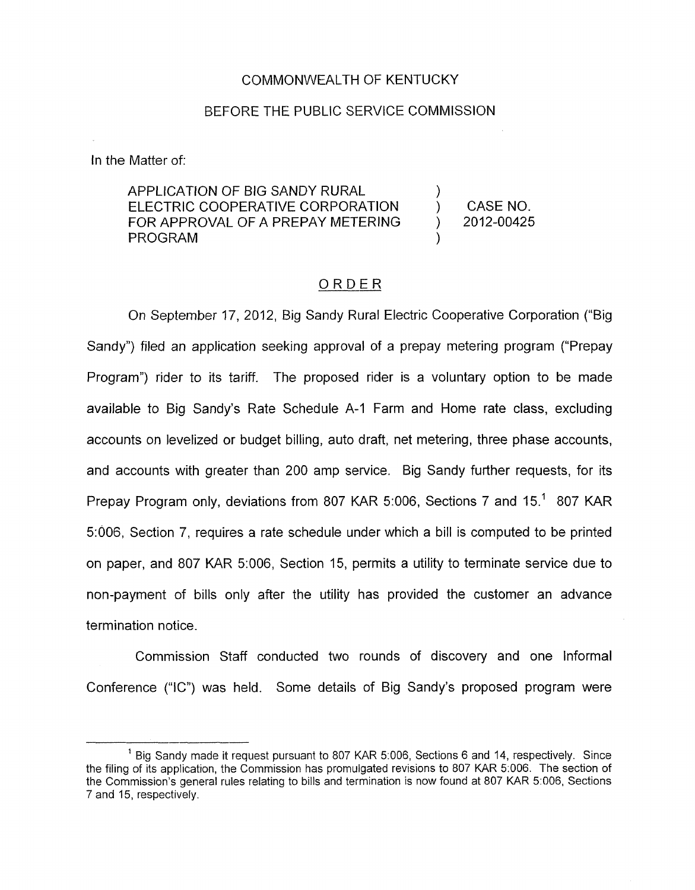COMMONWEALTH OF KENTUCKY

BEFORE THE PUBLIC SERVICE COMMISSION

In the Matter of:

| | | |
|---|---|---|
| APPLICATION OF BIG SANDY RURAL ELECTRIC COOPERATIVE CORPORATION FOR APPROVAL OF A PREPAY METERING PROGRAM | ) | CASE NO. 2012-00425 |

## ORDER

On September 17, 2012, Big Sandy Rural Electric Cooperative Corporation ("Big Sandy") filed an application seeking approval of a prepay metering program ("Prepay Program") rider to its tariff. The proposed rider is a voluntary option to be made available to Big Sandy's Rate Schedule A-1 Farm and Home rate class, excluding accounts on levelized or budget billing, auto draft, net metering, three phase accounts, and accounts with greater than 200 amp service. Big Sandy further requests, for its Prepay Program only, deviations from 807 KAR 5:006, Sections 7 and 15.[1] 807 KAR 5:006, Section 7, requires a rate schedule under which a bill is computed to be printed on paper, and 807 KAR 5:006, Section 15, permits a utility to terminate service due to non-payment of bills only after the utility has provided the customer an advance termination notice.

Commission Staff conducted two rounds of discovery and one Informal Conference ("IC") was held. Some details of Big Sandy's proposed program were

[1] Big Sandy made it request pursuant to 807 KAR 5:006, Sections 6 and 14, respectively. Since the filing of its application, the Commission has promulgated revisions to 807 KAR 5:006. The section of the Commission's general rules relating to bills and termination is now found at 807 KAR 5:006, Sections 7 and 15, respectively.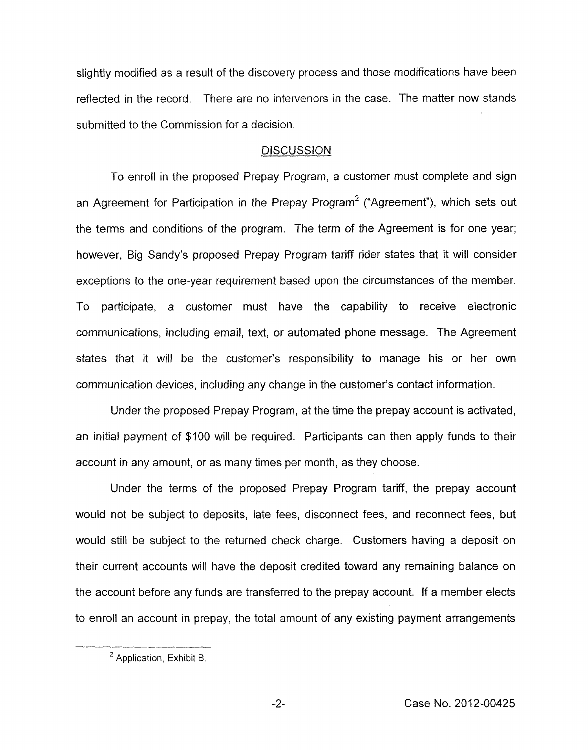slightly modified as a result of the discovery process and those modifications have been reflected in the record. There are no intervenors in the case. The matter now stands submitted to the Commission for a decision.

## DISCUSSION

To enroll in the proposed Prepay Program, a customer must complete and sign an Agreement for Participation in the Prepay Program[2] ("Agreement"), which sets out the terms and conditions of the program. The term of the Agreement is for one year; however, Big Sandy's proposed Prepay Program tariff rider states that it will consider exceptions to the one-year requirement based upon the circumstances of the member. To participate, a customer must have the capability to receive electronic communications, including email, text, or automated phone message. The Agreement states that it will be the customer's responsibility to manage his or her own communication devices, including any change in the customer's contact information.

Under the proposed Prepay Program, at the time the prepay account is activated, an initial payment of $100 will be required. Participants can then apply funds to their account in any amount, or as many times per month, as they choose.

Under the terms of the proposed Prepay Program tariff, the prepay account would not be subject to deposits, late fees, disconnect fees, and reconnect fees, but would still be subject to the returned check charge. Customers having a deposit on their current accounts will have the deposit credited toward any remaining balance on the account before any funds are transferred to the prepay account. If a member elects to enroll an account in prepay, the total amount of any existing payment arrangements

[2] Application, Exhibit B.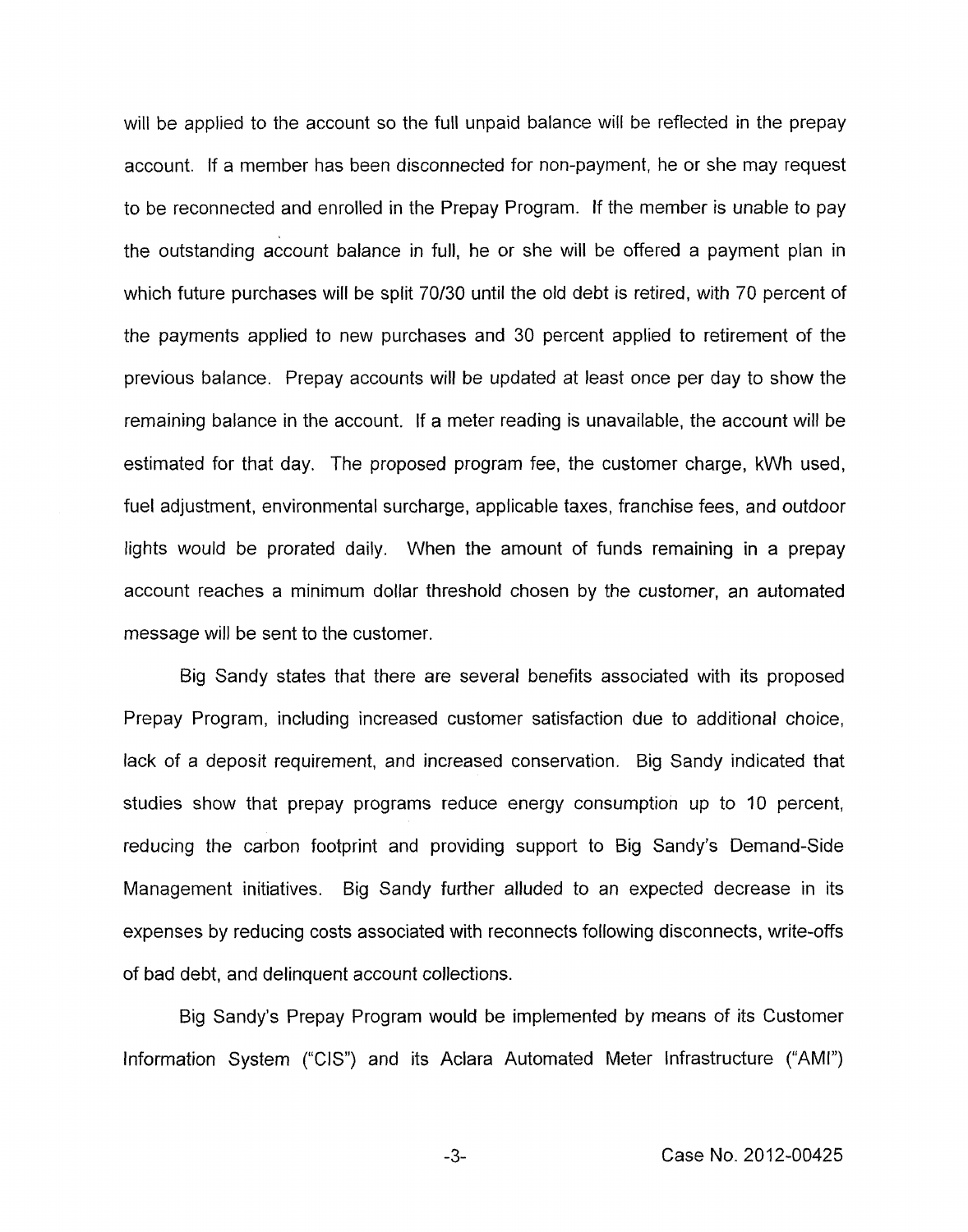will be applied to the account so the full unpaid balance will be reflected in the prepay account. If a member has been disconnected for non-payment, he or she may request to be reconnected and enrolled in the Prepay Program. If the member is unable to pay the outstanding account balance in full, he or she will be offered a payment plan in which future purchases will be split 70/30 until the old debt is retired, with 70 percent of the payments applied to new purchases and 30 percent applied to retirement of the previous balance. Prepay accounts will be updated at least once per day to show the remaining balance in the account. If a meter reading is unavailable, the account will be estimated for that day. The proposed program fee, the customer charge, kWh used, fuel adjustment, environmental surcharge, applicable taxes, franchise fees, and outdoor lights would be prorated daily. When the amount of funds remaining in a prepay account reaches a minimum dollar threshold chosen by the customer, an automated message will be sent to the customer.

Big Sandy states that there are several benefits associated with its proposed Prepay Program, including increased customer satisfaction due to additional choice, lack of a deposit requirement, and increased conservation. Big Sandy indicated that studies show that prepay programs reduce energy consumption up to 10 percent, reducing the carbon footprint and providing support to Big Sandy's Demand-Side Management initiatives. Big Sandy further alluded to an expected decrease in its expenses by reducing costs associated with reconnects following disconnects, write-offs of bad debt, and delinquent account collections.

Big Sandy's Prepay Program would be implemented by means of its Customer Information System ("CIS") and its Aclara Automated Meter Infrastructure ("AMI")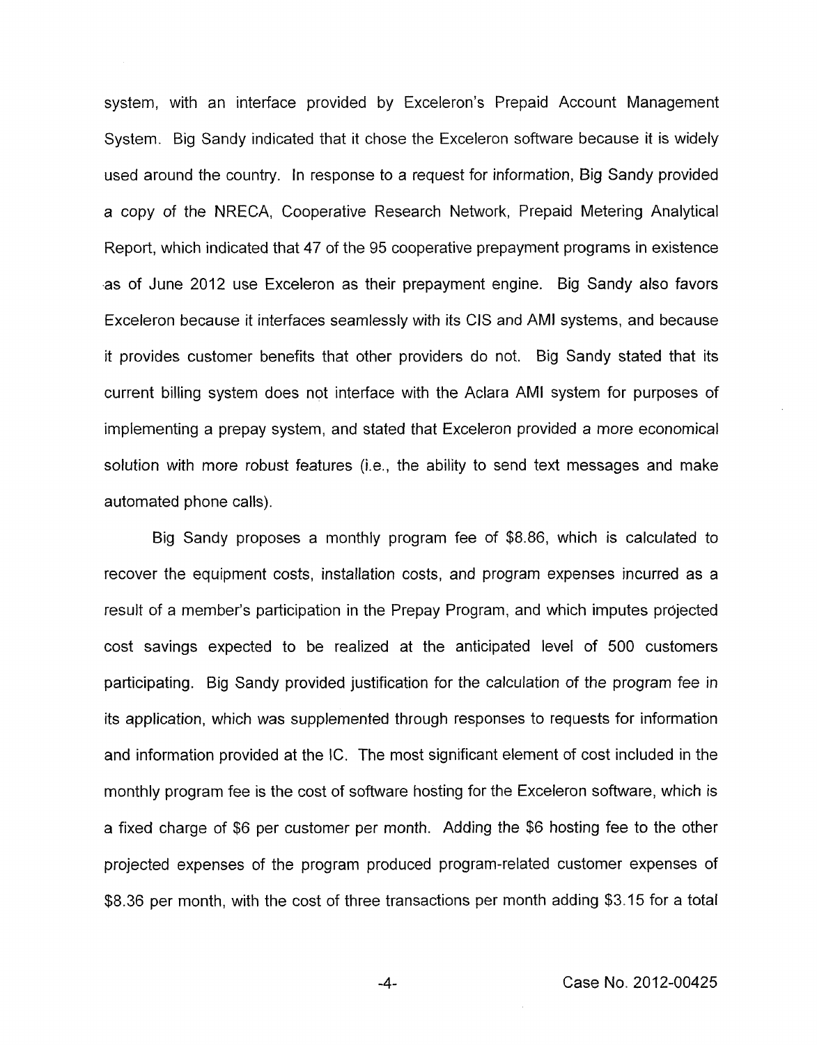system, with an interface provided by Exceleron's Prepaid Account Management System. Big Sandy indicated that it chose the Exceleron software because it is widely used around the country. In response to a request for information, Big Sandy provided a copy of the NRECA, Cooperative Research Network, Prepaid Metering Analytical Report, which indicated that 47 of the 95 cooperative prepayment programs in existence as of June 2012 use Exceleron as their prepayment engine. Big Sandy also favors Exceleron because it interfaces seamlessly with its CIS and AMI systems, and because it provides customer benefits that other providers do not. Big Sandy stated that its current billing system does not interface with the Aclara AMI system for purposes of implementing a prepay system, and stated that Exceleron provided a more economical solution with more robust features (i.e., the ability to send text messages and make automated phone calls).

Big Sandy proposes a monthly program fee of $8.86, which is calculated to recover the equipment costs, installation costs, and program expenses incurred as a result of a member's participation in the Prepay Program, and which imputes projected cost savings expected to be realized at the anticipated level of 500 customers participating. Big Sandy provided justification for the calculation of the program fee in its application, which was supplemented through responses to requests for information and information provided at the IC. The most significant element of cost included in the monthly program fee is the cost of software hosting for the Exceleron software, which is a fixed charge of $6 per customer per month. Adding the $6 hosting fee to the other projected expenses of the program produced program-related customer expenses of $8.36 per month, with the cost of three transactions per month adding $3.15 for a total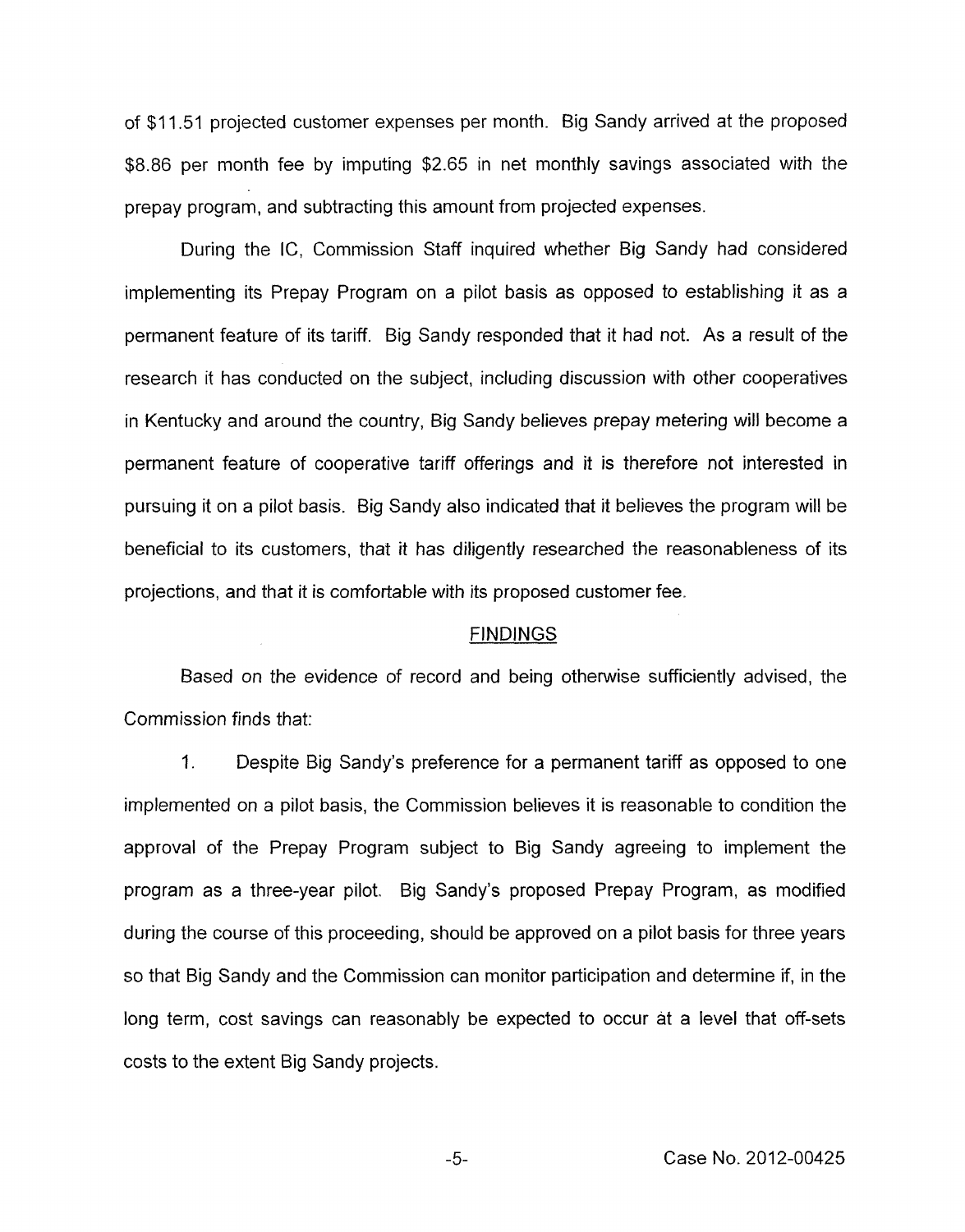of $11.51 projected customer expenses per month. Big Sandy arrived at the proposed $8.86 per month fee by imputing $2.65 in net monthly savings associated with the prepay program, and subtracting this amount from projected expenses.

During the IC, Commission Staff inquired whether Big Sandy had considered implementing its Prepay Program on a pilot basis as opposed to establishing it as a permanent feature of its tariff. Big Sandy responded that it had not. As a result of the research it has conducted on the subject, including discussion with other cooperatives in Kentucky and around the country, Big Sandy believes prepay metering will become a permanent feature of cooperative tariff offerings and it is therefore not interested in pursuing it on a pilot basis. Big Sandy also indicated that it believes the program will be beneficial to its customers, that it has diligently researched the reasonableness of its projections, and that it is comfortable with its proposed customer fee.

## FINDINGS

Based on the evidence of record and being otherwise sufficiently advised, the Commission finds that:

1. Despite Big Sandy's preference for a permanent tariff as opposed to one implemented on a pilot basis, the Commission believes it is reasonable to condition the approval of the Prepay Program subject to Big Sandy agreeing to implement the program as a three-year pilot. Big Sandy's proposed Prepay Program, as modified during the course of this proceeding, should be approved on a pilot basis for three years so that Big Sandy and the Commission can monitor participation and determine if, in the long term, cost savings can reasonably be expected to occur at a level that off-sets costs to the extent Big Sandy projects.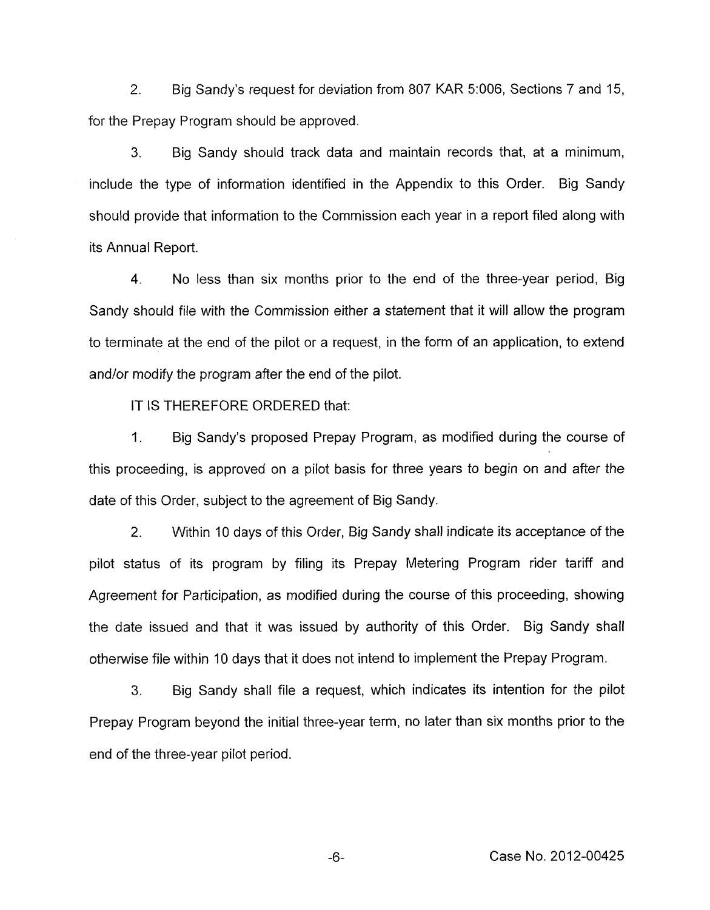2. Big Sandy's request for deviation from 807 KAR 5:006, Sections 7 and 15, for the Prepay Program should be approved.

3. Big Sandy should track data and maintain records that, at a minimum, include the type of information identified in the Appendix to this Order. Big Sandy should provide that information to the Commission each year in a report filed along with its Annual Report.

4. No less than six months prior to the end of the three-year period, Big Sandy should file with the Commission either a statement that it will allow the program to terminate at the end of the pilot or a request, in the form of an application, to extend and/or modify the program after the end of the pilot.

IT IS THEREFORE ORDERED that:

1. Big Sandy's proposed Prepay Program, as modified during the course of this proceeding, is approved on a pilot basis for three years to begin on and after the date of this Order, subject to the agreement of Big Sandy.

2. Within 10 days of this Order, Big Sandy shall indicate its acceptance of the pilot status of its program by filing its Prepay Metering Program rider tariff and Agreement for Participation, as modified during the course of this proceeding, showing the date issued and that it was issued by authority of this Order. Big Sandy shall otherwise file within 10 days that it does not intend to implement the Prepay Program.

3. Big Sandy shall file a request, which indicates its intention for the pilot Prepay Program beyond the initial three-year term, no later than six months prior to the end of the three-year pilot period.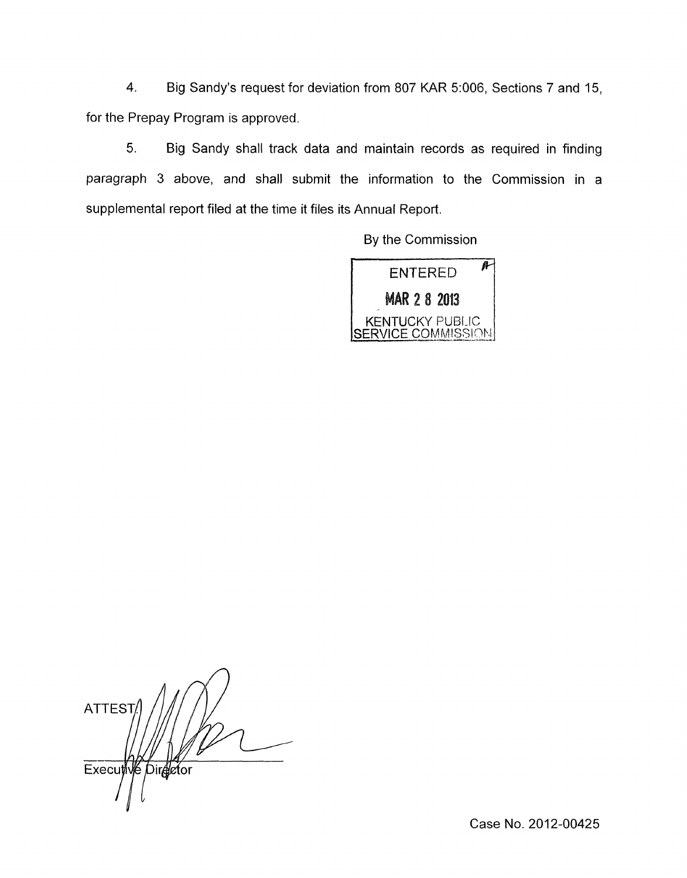4. Big Sandy's request for deviation from 807 KAR 5:006, Sections 7 and 15, for the Prepay Program is approved.

5. Big Sandy shall track data and maintain records as required in finding paragraph 3 above, and shall submit the information to the Commission in a supplemental report filed at the time it files its Annual Report.

By the Commission

ENTERED

MAR 28 2013

KENTUCKY PUBLIC SERVICE COMMISSION

ATTEST:

Executive Director

Case No. 2012-00425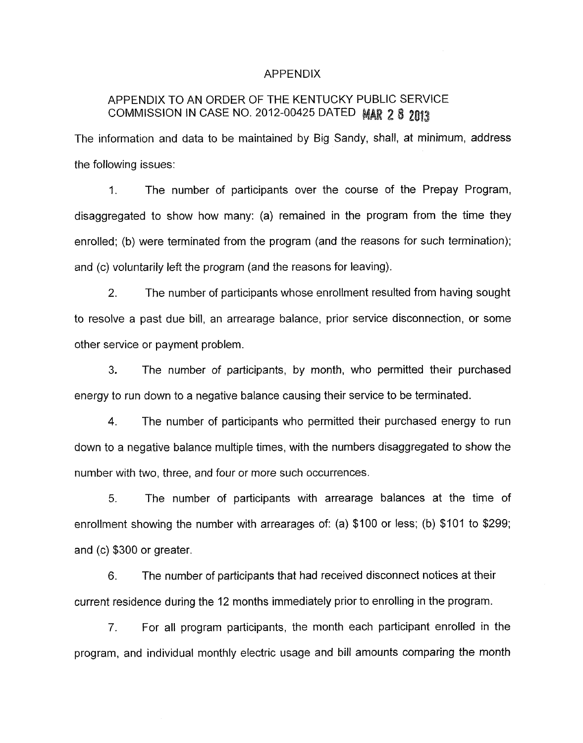# APPENDIX

## APPENDIX TO AN ORDER OF THE KENTUCKY PUBLIC SERVICE COMMISSION IN CASE NO. 2012-00425 DATED MAR 28 2013

The information and data to be maintained by Big Sandy, shall, at minimum, address the following issues:

1. The number of participants over the course of the Prepay Program, disaggregated to show how many: (a) remained in the program from the time they enrolled; (b) were terminated from the program (and the reasons for such termination); and (c) voluntarily left the program (and the reasons for leaving).

2. The number of participants whose enrollment resulted from having sought to resolve a past due bill, an arrearage balance, prior service disconnection, or some other service or payment problem.

3. The number of participants, by month, who permitted their purchased energy to run down to a negative balance causing their service to be terminated.

4. The number of participants who permitted their purchased energy to run down to a negative balance multiple times, with the numbers disaggregated to show the number with two, three, and four or more such occurrences.

5. The number of participants with arrearage balances at the time of enrollment showing the number with arrearages of: (a) $100 or less; (b) $101 to $299; and (c) $300 or greater.

6. The number of participants that had received disconnect notices at their current residence during the 12 months immediately prior to enrolling in the program.

7. For all program participants, the month each participant enrolled in the program, and individual monthly electric usage and bill amounts comparing the month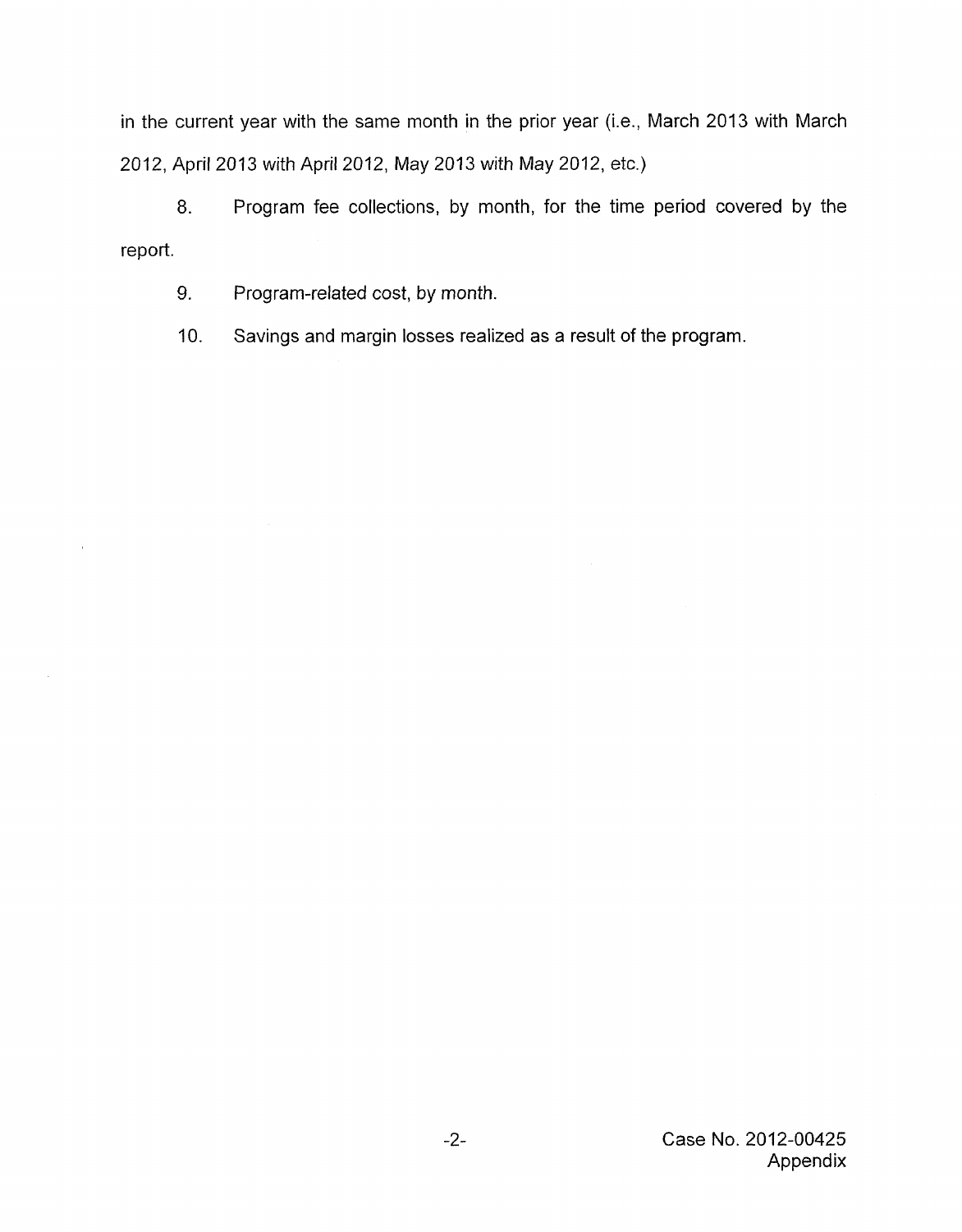in the current year with the same month in the prior year (i.e., March 2013 with March 2012, April 2013 with April 2012, May 2013 with May 2012, etc.)

8. Program fee collections, by month, for the time period covered by the report.

9. Program-related cost, by month.

10. Savings and margin losses realized as a result of the program.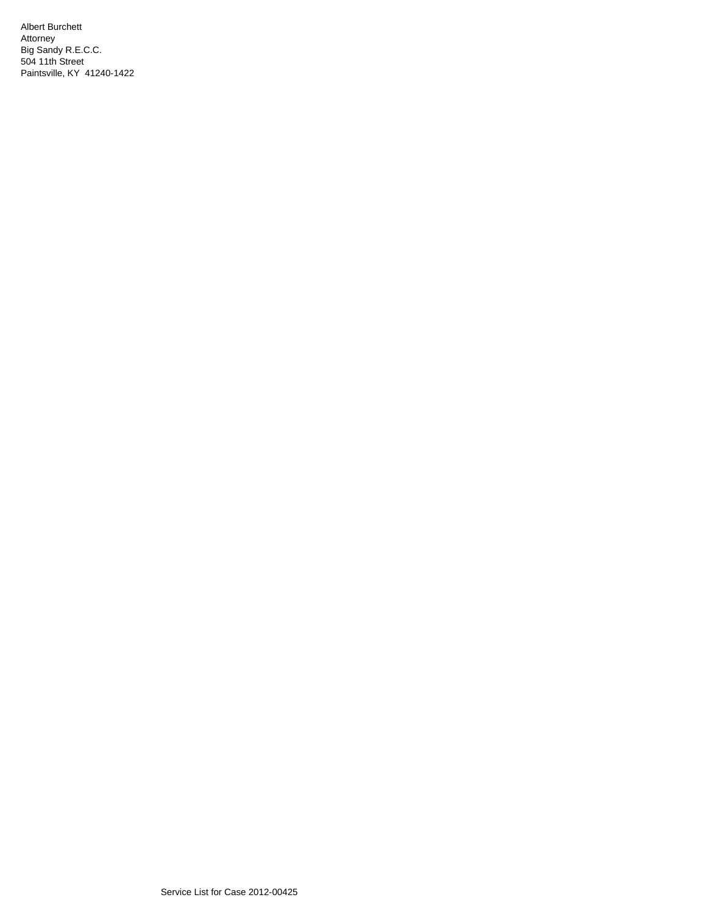Albert Burchett
Attorney
Big Sandy R.E.C.C.
504 11th Street
Paintsville, KY  41240-1422